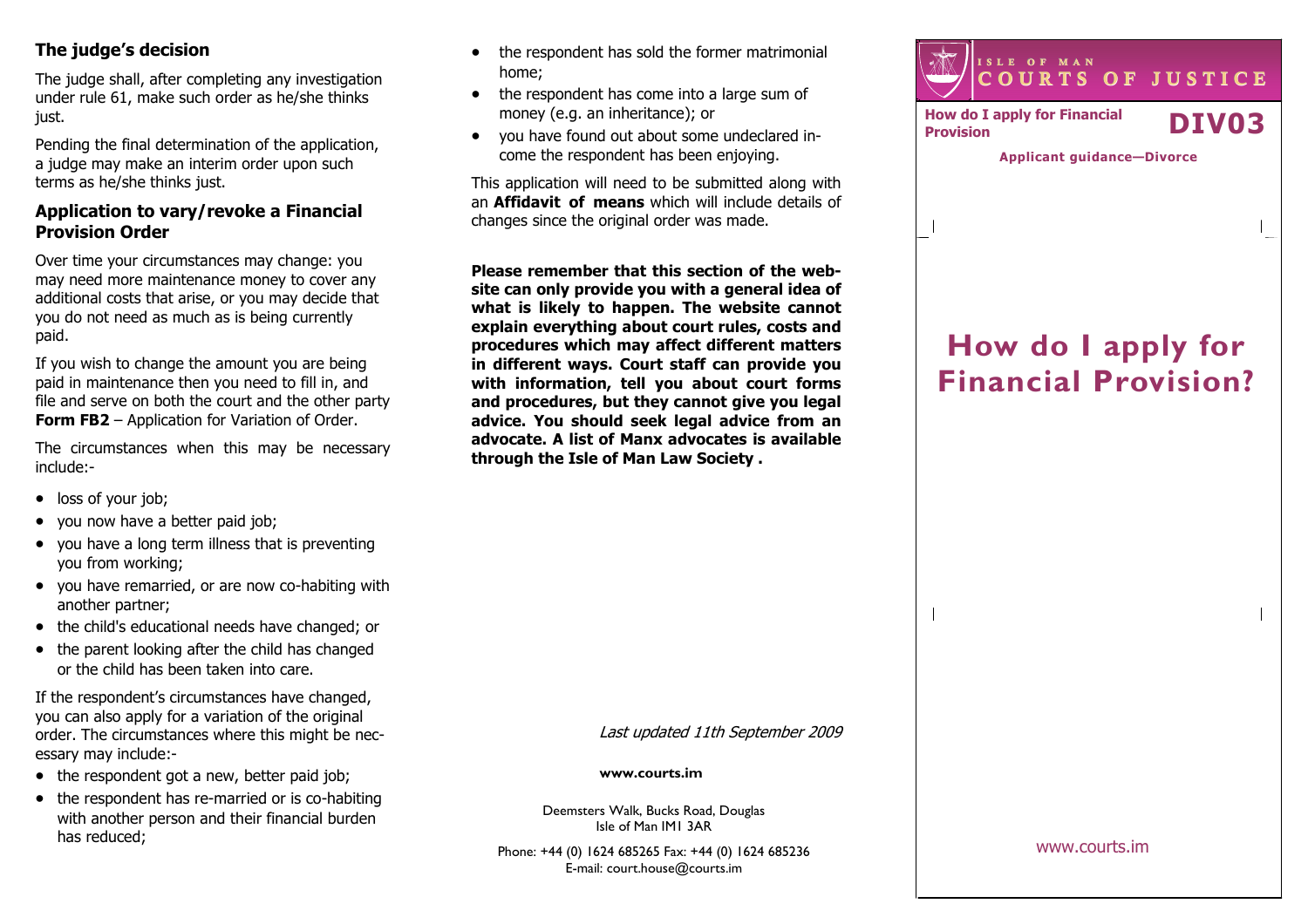## The judge's decision

The judge shall, after completing any investigation under rule 61, make such order as he/she thinks just.

Pending the final determination of the application, a judge may make an interim order upon such terms as he/she thinks just.

## Application to vary/revoke a Financial Provision Order

Over time your circumstances may change: you may need more maintenance money to cover any additional costs that arise, or you may decide that you do not need as much as is being currently paid.

If you wish to change the amount you are being paid in maintenance then you need to fill in, and file and serve on both the court and the other party **Form FB2** – Application for Variation of Order.

The circumstances when this may be necessary include:-

- loss of your job;
- you now have a better paid job;
- you have a long term illness that is preventing you from working;
- you have remarried, or are now co-habiting with another partner;
- the child's educational needs have changed; or
- the parent looking after the child has changed or the child has been taken into care.

If the respondent's circumstances have changed, you can also apply for a variation of the original order. The circumstances where this might be necessary may include:-

- the respondent got a new, better paid job;
- the respondent has re-married or is co-habiting with another person and their financial burden has reduced;
- the respondent has sold the former matrimonial home;
- the respondent has come into a large sum of money (e.g. an inheritance); or
- you have found out about some undeclared income the respondent has been enjoying.

This application will need to be submitted along with an **Affidavit of means** which will include details of changes since the original order was made.

**Please remember that this section of the website can only provide you with a general idea of what is likely to happen. The website cannot explain everything about court rules, costs and procedures which may affect different matters in different ways. Court staff can provide you with information, tell you about court forms and procedures, but they cannot give you legal advice. You should seek legal advice from an advocate. A list of Manx advocates is available through the Isle of Man Law Society .**

*Last updated 11th September 2009*

**www.courts.im**

Deemsters Walk, Bucks Road, Douglas
Isle of Man IM1 3AR

Phone: +44 (0) 1624 685265 Fax: +44 (0) 1624 685236
E-mail: court.house@courts.im

ISLE OF MAN
COURTS OF JUSTICE

**How do I apply for Financial Provision** **DIV03**

**Applicant guidance—Divorce**

# How do I apply for Financial Provision?

www.courts.im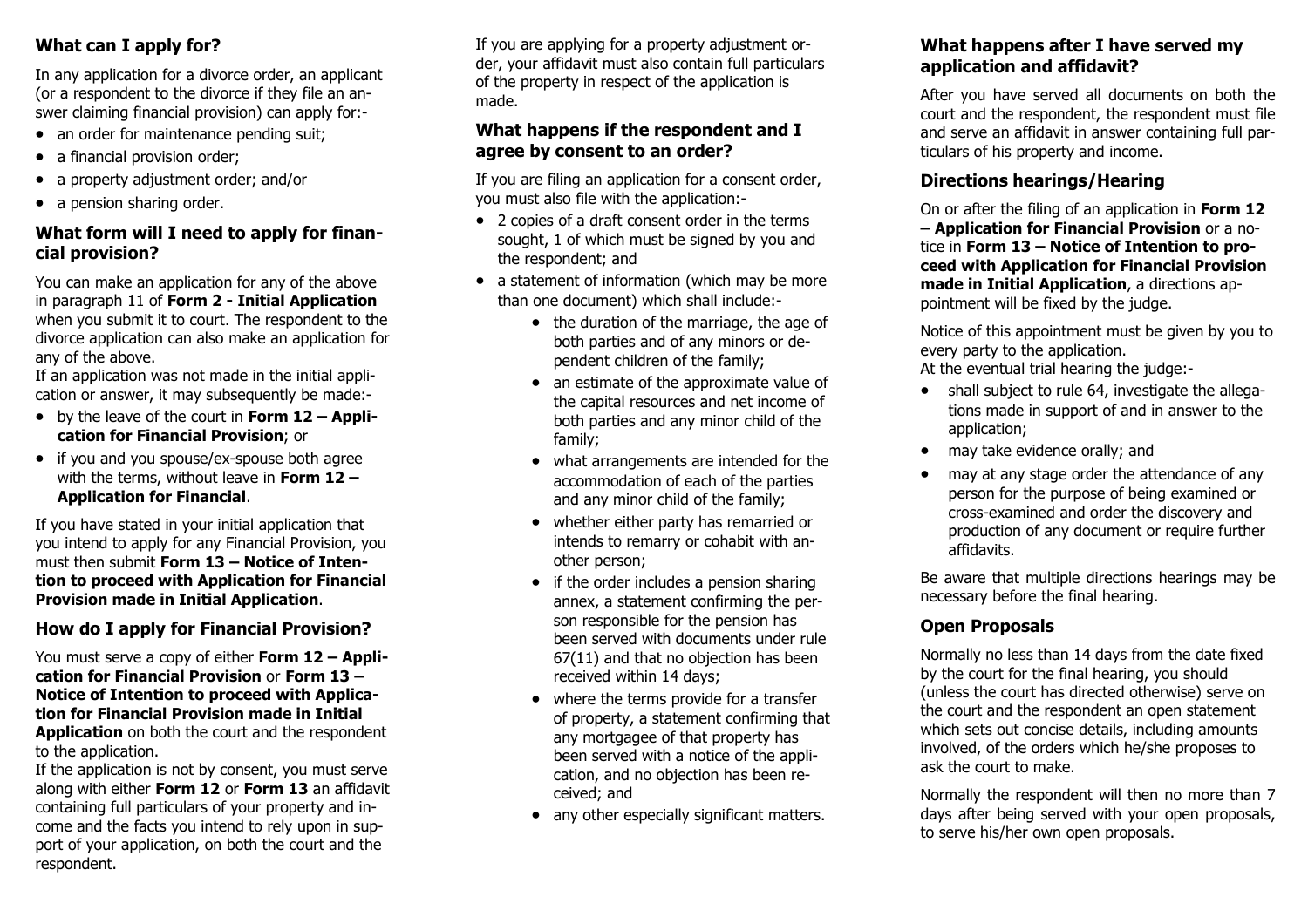## What can I apply for?

In any application for a divorce order, an applicant (or a respondent to the divorce if they file an answer claiming financial provision) can apply for:-

- an order for maintenance pending suit;
- a financial provision order;
- a property adjustment order; and/or
- a pension sharing order.

## What form will I need to apply for financial provision?

You can make an application for any of the above in paragraph 11 of **Form 2 - Initial Application** when you submit it to court. The respondent to the divorce application can also make an application for any of the above.

If an application was not made in the initial application or answer, it may subsequently be made:-

- by the leave of the court in **Form 12 – Application for Financial Provision**; or
- if you and you spouse/ex-spouse both agree with the terms, without leave in **Form 12 – Application for Financial**.

If you have stated in your initial application that you intend to apply for any Financial Provision, you must then submit **Form 13 – Notice of Intention to proceed with Application for Financial Provision made in Initial Application**.

## How do I apply for Financial Provision?

You must serve a copy of either **Form 12 – Application for Financial Provision** or **Form 13 – Notice of Intention to proceed with Application for Financial Provision made in Initial Application** on both the court and the respondent to the application.

If the application is not by consent, you must serve along with either **Form 12** or **Form 13** an affidavit containing full particulars of your property and income and the facts you intend to rely upon in support of your application, on both the court and the respondent.

If you are applying for a property adjustment order, your affidavit must also contain full particulars of the property in respect of the application is made.

## What happens if the respondent and I agree by consent to an order?

If you are filing an application for a consent order, you must also file with the application:-

- 2 copies of a draft consent order in the terms sought, 1 of which must be signed by you and the respondent; and
- a statement of information (which may be more than one document) which shall include:-
    - the duration of the marriage, the age of both parties and of any minors or dependent children of the family;
    - an estimate of the approximate value of the capital resources and net income of both parties and any minor child of the family;
    - what arrangements are intended for the accommodation of each of the parties and any minor child of the family;
    - whether either party has remarried or intends to remarry or cohabit with another person;
    - if the order includes a pension sharing annex, a statement confirming the person responsible for the pension has been served with documents under rule 67(11) and that no objection has been received within 14 days;
    - where the terms provide for a transfer of property, a statement confirming that any mortgagee of that property has been served with a notice of the application, and no objection has been received; and
    - any other especially significant matters.

## What happens after I have served my application and affidavit?

After you have served all documents on both the court and the respondent, the respondent must file and serve an affidavit in answer containing full particulars of his property and income.

## Directions hearings/Hearing

On or after the filing of an application in **Form 12 – Application for Financial Provision** or a notice in **Form 13 – Notice of Intention to proceed with Application for Financial Provision made in Initial Application**, a directions appointment will be fixed by the judge.

Notice of this appointment must be given by you to every party to the application.

At the eventual trial hearing the judge:-

- shall subject to rule 64, investigate the allegations made in support of and in answer to the application;
- may take evidence orally; and
- may at any stage order the attendance of any person for the purpose of being examined or cross-examined and order the discovery and production of any document or require further affidavits.

Be aware that multiple directions hearings may be necessary before the final hearing.

## Open Proposals

Normally no less than 14 days from the date fixed by the court for the final hearing, you should (unless the court has directed otherwise) serve on the court and the respondent an open statement which sets out concise details, including amounts involved, of the orders which he/she proposes to ask the court to make.

Normally the respondent will then no more than 7 days after being served with your open proposals, to serve his/her own open proposals.